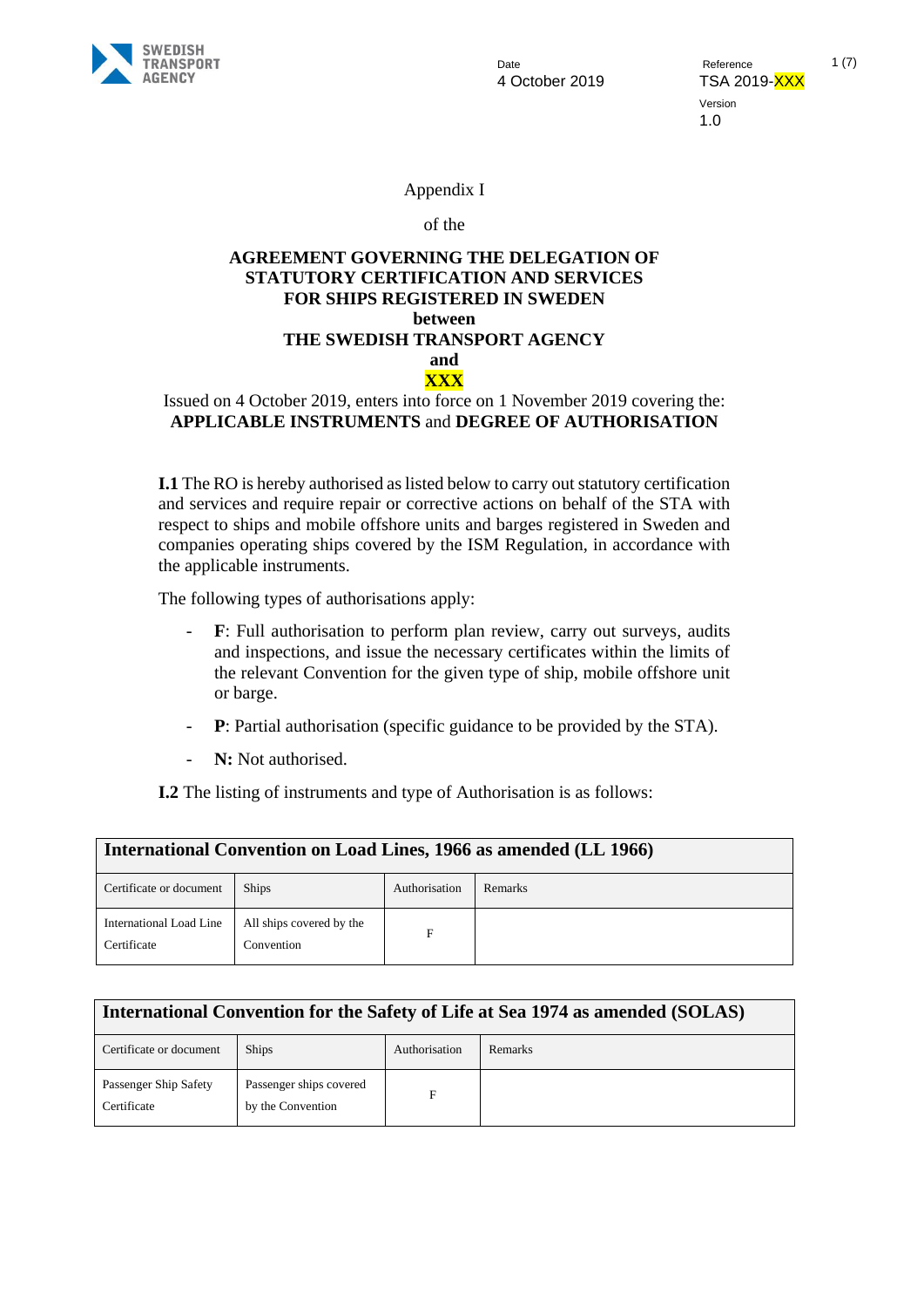Date
4 October 2019

Reference
TSA 2019-XXX

Version
1.0

Appendix I

of the

**AGREEMENT GOVERNING THE DELEGATION OF STATUTORY CERTIFICATION AND SERVICES FOR SHIPS REGISTERED IN SWEDEN**
**between**
**THE SWEDISH TRANSPORT AGENCY**
**and**
**XXX**

Issued on 4 October 2019, enters into force on 1 November 2019 covering the:
**APPLICABLE INSTRUMENTS** and **DEGREE OF AUTHORISATION**

**I.1** The RO is hereby authorised as listed below to carry out statutory certification and services and require repair or corrective actions on behalf of the STA with respect to ships and mobile offshore units and barges registered in Sweden and companies operating ships covered by the ISM Regulation, in accordance with the applicable instruments.

The following types of authorisations apply:

- **F**: Full authorisation to perform plan review, carry out surveys, audits and inspections, and issue the necessary certificates within the limits of the relevant Convention for the given type of ship, mobile offshore unit or barge.
- **P**: Partial authorisation (specific guidance to be provided by the STA).
- **N:** Not authorised.

**I.2** The listing of instruments and type of Authorisation is as follows:

| **International Convention on Load Lines, 1966 as amended (LL 1966)** | | | |
|---|---|---|---|
| Certificate or document | Ships | Authorisation | Remarks |
| International Load Line Certificate | All ships covered by the Convention | F | |

| **International Convention for the Safety of Life at Sea 1974 as amended (SOLAS)** | | | |
|---|---|---|---|
| Certificate or document | Ships | Authorisation | Remarks |
| Passenger Ship Safety Certificate | Passenger ships covered by the Convention | F | |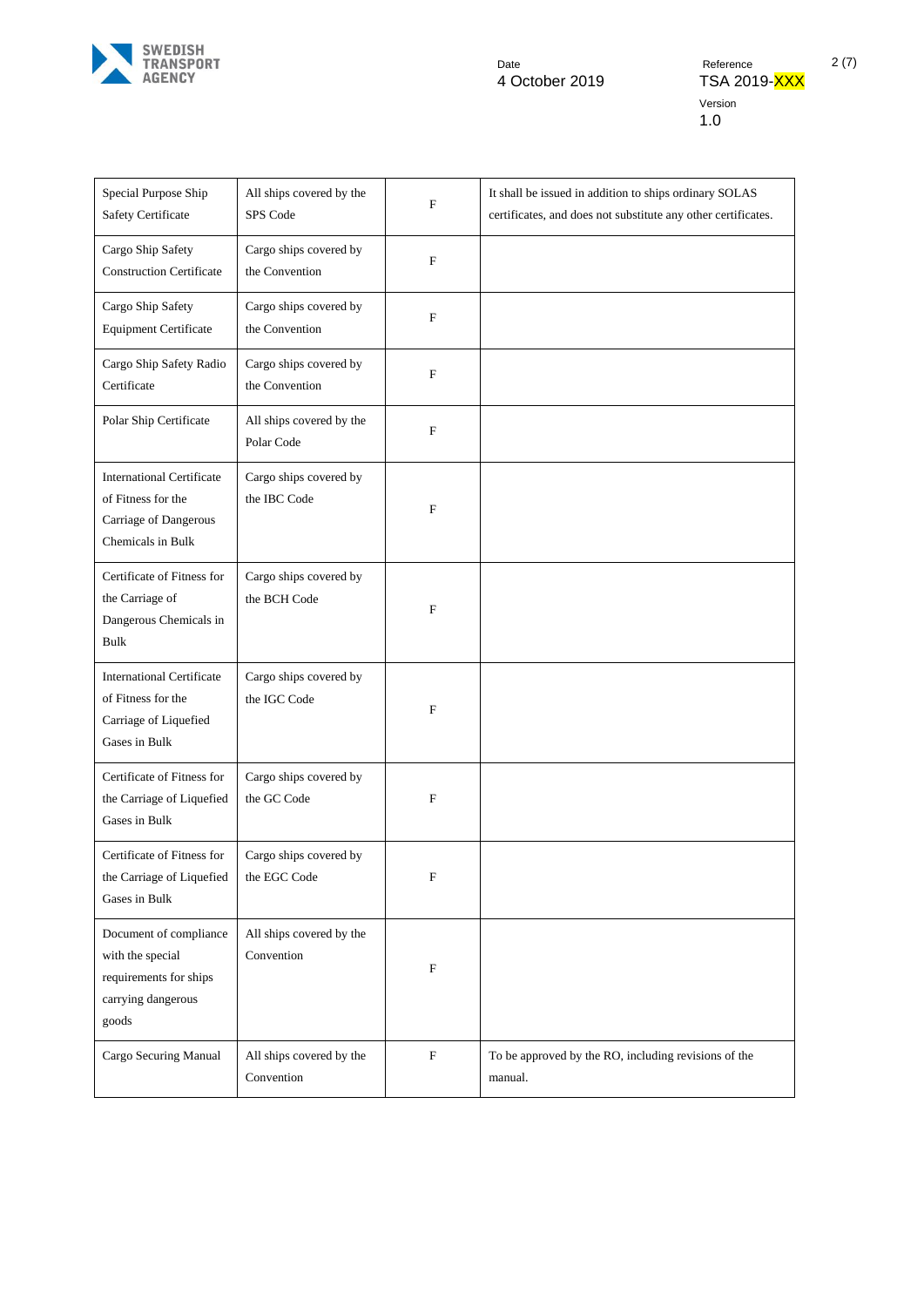| Special Purpose Ship Safety Certificate | All ships covered by the SPS Code | F | It shall be issued in addition to ships ordinary SOLAS certificates, and does not substitute any other certificates. |
|---|---|---|---|
| Cargo Ship Safety Construction Certificate | Cargo ships covered by the Convention | F | |
| Cargo Ship Safety Equipment Certificate | Cargo ships covered by the Convention | F | |
| Cargo Ship Safety Radio Certificate | Cargo ships covered by the Convention | F | |
| Polar Ship Certificate | All ships covered by the Polar Code | F | |
| International Certificate of Fitness for the Carriage of Dangerous Chemicals in Bulk | Cargo ships covered by the IBC Code | F | |
| Certificate of Fitness for the Carriage of Dangerous Chemicals in Bulk | Cargo ships covered by the BCH Code | F | |
| International Certificate of Fitness for the Carriage of Liquefied Gases in Bulk | Cargo ships covered by the IGC Code | F | |
| Certificate of Fitness for the Carriage of Liquefied Gases in Bulk | Cargo ships covered by the GC Code | F | |
| Certificate of Fitness for the Carriage of Liquefied Gases in Bulk | Cargo ships covered by the EGC Code | F | |
| Document of compliance with the special requirements for ships carrying dangerous goods | All ships covered by the Convention | F | |
| Cargo Securing Manual | All ships covered by the Convention | F | To be approved by the RO, including revisions of the manual. |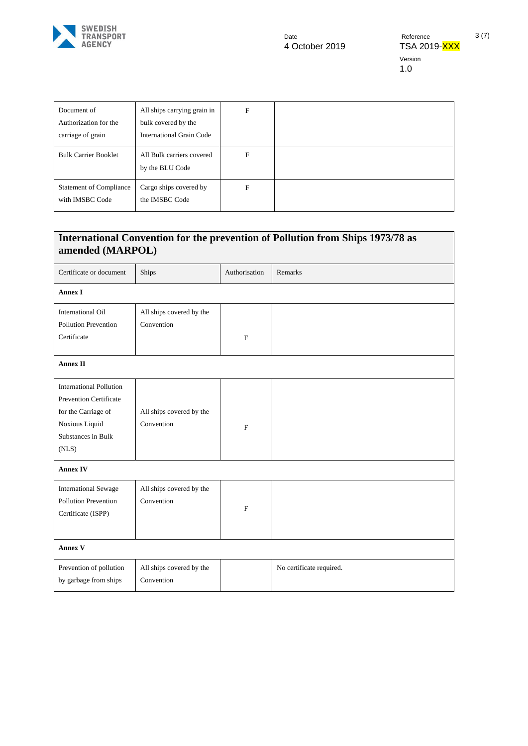| Document of Authorization for the carriage of grain | All ships carrying grain in bulk covered by the International Grain Code | F | |
|---|---|---|---|
| Bulk Carrier Booklet | All Bulk carriers covered by the BLU Code | F | |
| Statement of Compliance with IMSBC Code | Cargo ships covered by the IMSBC Code | F | |

## International Convention for the prevention of Pollution from Ships 1973/78 as amended (MARPOL)

| Certificate or document | Ships | Authorisation | Remarks |
|---|---|---|---|
| **Annex I** | | | |
| International Oil Pollution Prevention Certificate | All ships covered by the Convention | F | |
| **Annex II** | | | |
| International Pollution Prevention Certificate for the Carriage of Noxious Liquid Substances in Bulk (NLS) | All ships covered by the Convention | F | |
| **Annex IV** | | | |
| International Sewage Pollution Prevention Certificate (ISPP) | All ships covered by the Convention | F | |
| **Annex V** | | | |
| Prevention of pollution by garbage from ships | All ships covered by the Convention | | No certificate required. |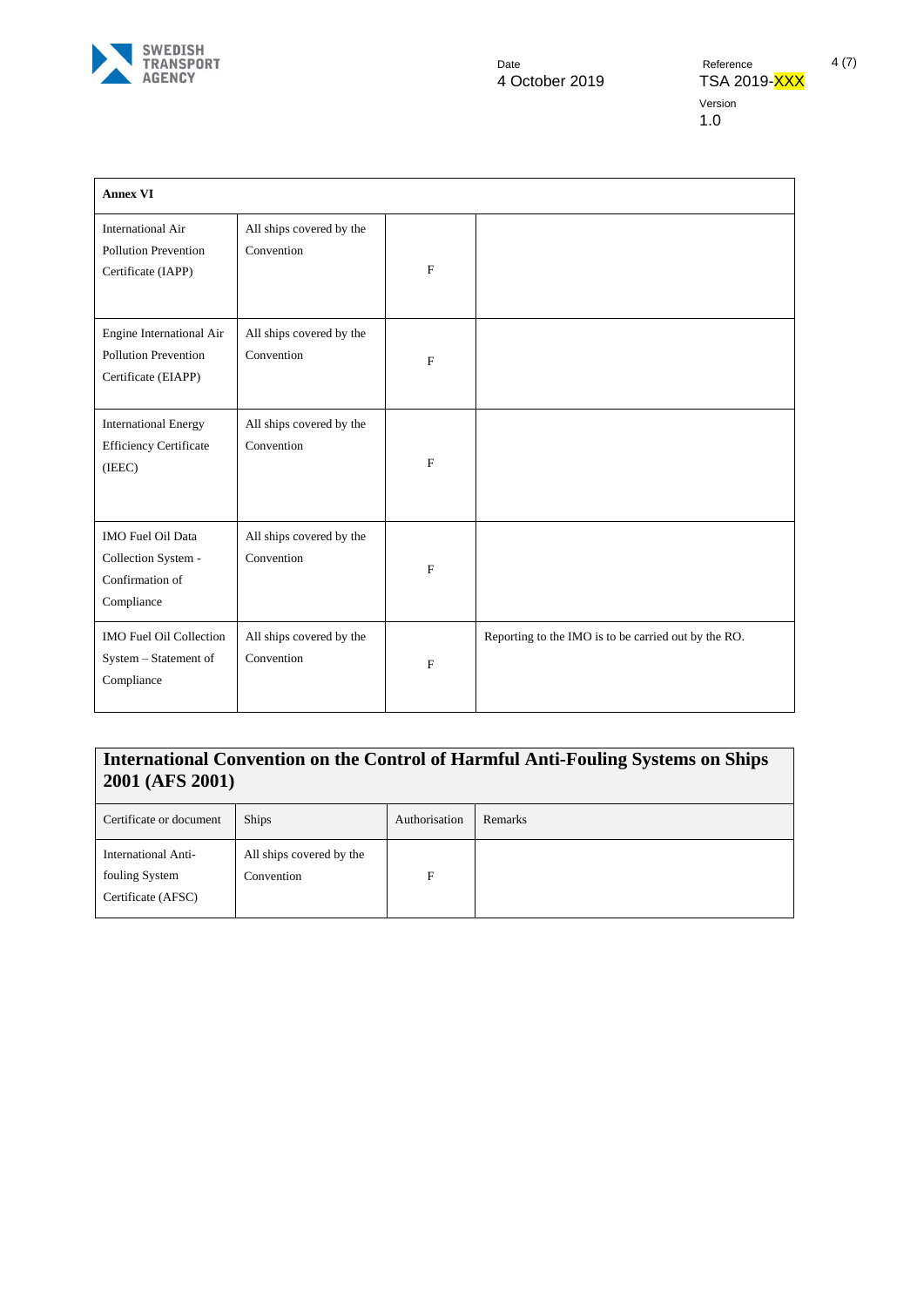| Annex VI | | | |
|---|---|---|---|
| International Air Pollution Prevention Certificate (IAPP) | All ships covered by the Convention | F | |
| Engine International Air Pollution Prevention Certificate (EIAPP) | All ships covered by the Convention | F | |
| International Energy Efficiency Certificate (IEEC) | All ships covered by the Convention | F | |
| IMO Fuel Oil Data Collection System - Confirmation of Compliance | All ships covered by the Convention | F | |
| IMO Fuel Oil Collection System – Statement of Compliance | All ships covered by the Convention | F | Reporting to the IMO is to be carried out by the RO. |

## International Convention on the Control of Harmful Anti-Fouling Systems on Ships 2001 (AFS 2001)

| Certificate or document | Ships | Authorisation | Remarks |
|---|---|---|---|
| International Anti-fouling System Certificate (AFSC) | All ships covered by the Convention | F | |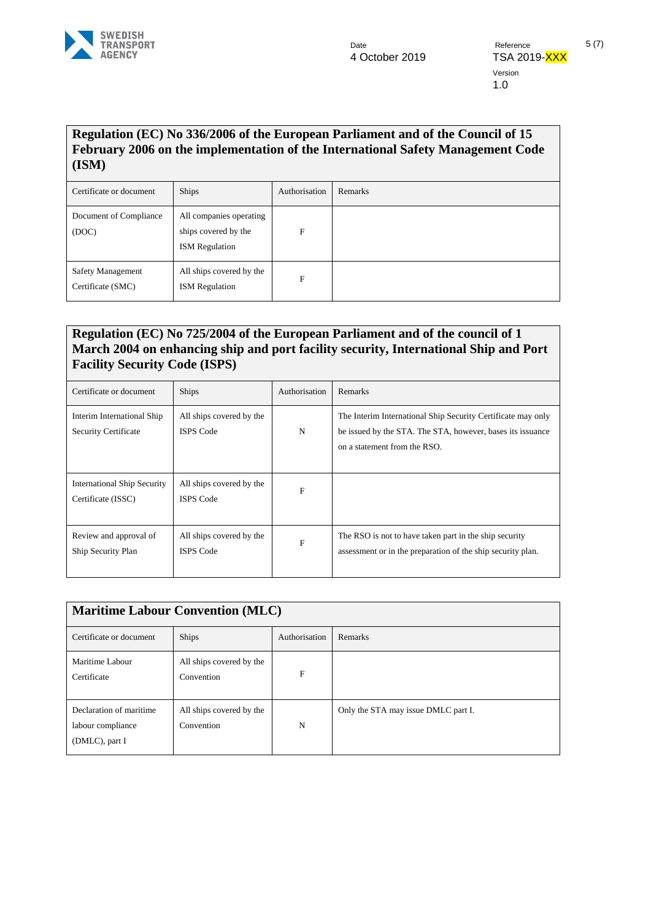| Regulation (EC) No 336/2006 of the European Parliament and of the Council of 15 February 2006 on the implementation of the International Safety Management Code (ISM) | | | |
|---|---|---|---|
| Certificate or document | Ships | Authorisation | Remarks |
| Document of Compliance (DOC) | All companies operating ships covered by the ISM Regulation | F | |
| Safety Management Certificate (SMC) | All ships covered by the ISM Regulation | F | |

| Regulation (EC) No 725/2004 of the European Parliament and of the council of 1 March 2004 on enhancing ship and port facility security, International Ship and Port Facility Security Code (ISPS) | | | |
|---|---|---|---|
| Certificate or document | Ships | Authorisation | Remarks |
| Interim International Ship Security Certificate | All ships covered by the ISPS Code | N | The Interim International Ship Security Certificate may only be issued by the STA. The STA, however, bases its issuance on a statement from the RSO. |
| International Ship Security Certificate (ISSC) | All ships covered by the ISPS Code | F | |
| Review and approval of Ship Security Plan | All ships covered by the ISPS Code | F | The RSO is not to have taken part in the ship security assessment or in the preparation of the ship security plan. |

| Maritime Labour Convention (MLC) | | | |
|---|---|---|---|
| Certificate or document | Ships | Authorisation | Remarks |
| Maritime Labour Certificate | All ships covered by the Convention | F | |
| Declaration of maritime labour compliance (DMLC), part I | All ships covered by the Convention | N | Only the STA may issue DMLC part I. |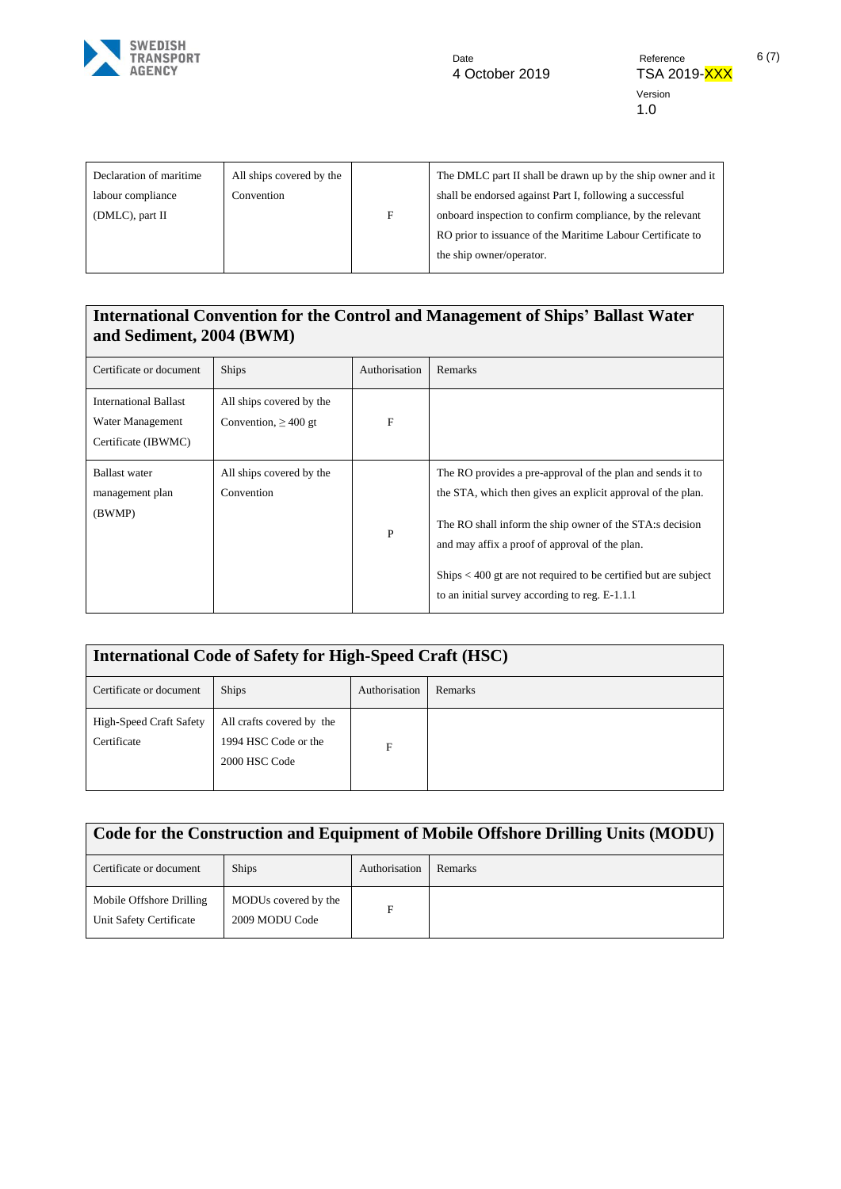| Declaration of maritime labour compliance (DMLC), part II | All ships covered by the Convention | F | The DMLC part II shall be drawn up by the ship owner and it shall be endorsed against Part I, following a successful onboard inspection to confirm compliance, by the relevant RO prior to issuance of the Maritime Labour Certificate to the ship owner/operator. |
|---|---|---|---|

## International Convention for the Control and Management of Ships' Ballast Water and Sediment, 2004 (BWM)

| Certificate or document | Ships | Authorisation | Remarks |
|---|---|---|---|
| International Ballast Water Management Certificate (IBWMC) | All ships covered by the Convention, ≥ 400 gt | F | |
| Ballast water management plan (BWMP) | All ships covered by the Convention | P | The RO provides a pre-approval of the plan and sends it to the STA, which then gives an explicit approval of the plan.<br><br>The RO shall inform the ship owner of the STA:s decision and may affix a proof of approval of the plan.<br><br>Ships < 400 gt are not required to be certified but are subject to an initial survey according to reg. E-1.1.1 |

## International Code of Safety for High-Speed Craft (HSC)

| Certificate or document | Ships | Authorisation | Remarks |
|---|---|---|---|
| High-Speed Craft Safety Certificate | All crafts covered by the 1994 HSC Code or the 2000 HSC Code | F | |

## Code for the Construction and Equipment of Mobile Offshore Drilling Units (MODU)

| Certificate or document | Ships | Authorisation | Remarks |
|---|---|---|---|
| Mobile Offshore Drilling Unit Safety Certificate | MODUs covered by the 2009 MODU Code | F | |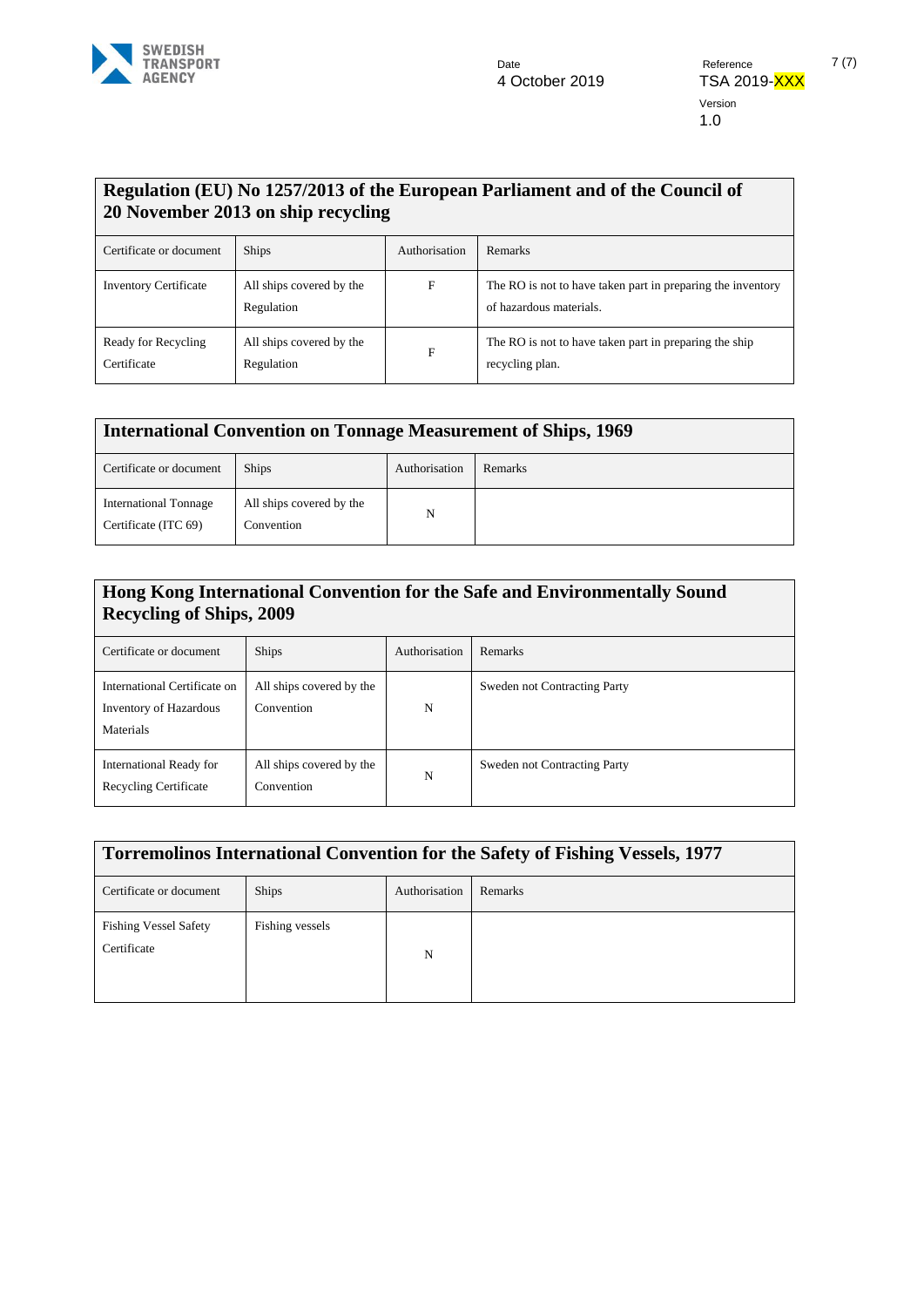| Regulation (EU) No 1257/2013 of the European Parliament and of the Council of 20 November 2013 on ship recycling | | | |
|---|---|---|---|
| Certificate or document | Ships | Authorisation | Remarks |
| Inventory Certificate | All ships covered by the Regulation | F | The RO is not to have taken part in preparing the inventory of hazardous materials. |
| Ready for Recycling Certificate | All ships covered by the Regulation | F | The RO is not to have taken part in preparing the ship recycling plan. |

| International Convention on Tonnage Measurement of Ships, 1969 | | | |
|---|---|---|---|
| Certificate or document | Ships | Authorisation | Remarks |
| International Tonnage Certificate (ITC 69) | All ships covered by the Convention | N | |

| Hong Kong International Convention for the Safe and Environmentally Sound Recycling of Ships, 2009 | | | |
|---|---|---|---|
| Certificate or document | Ships | Authorisation | Remarks |
| International Certificate on Inventory of Hazardous Materials | All ships covered by the Convention | N | Sweden not Contracting Party |
| International Ready for Recycling Certificate | All ships covered by the Convention | N | Sweden not Contracting Party |

| Torremolinos International Convention for the Safety of Fishing Vessels, 1977 | | | |
|---|---|---|---|
| Certificate or document | Ships | Authorisation | Remarks |
| Fishing Vessel Safety Certificate | Fishing vessels | N | |